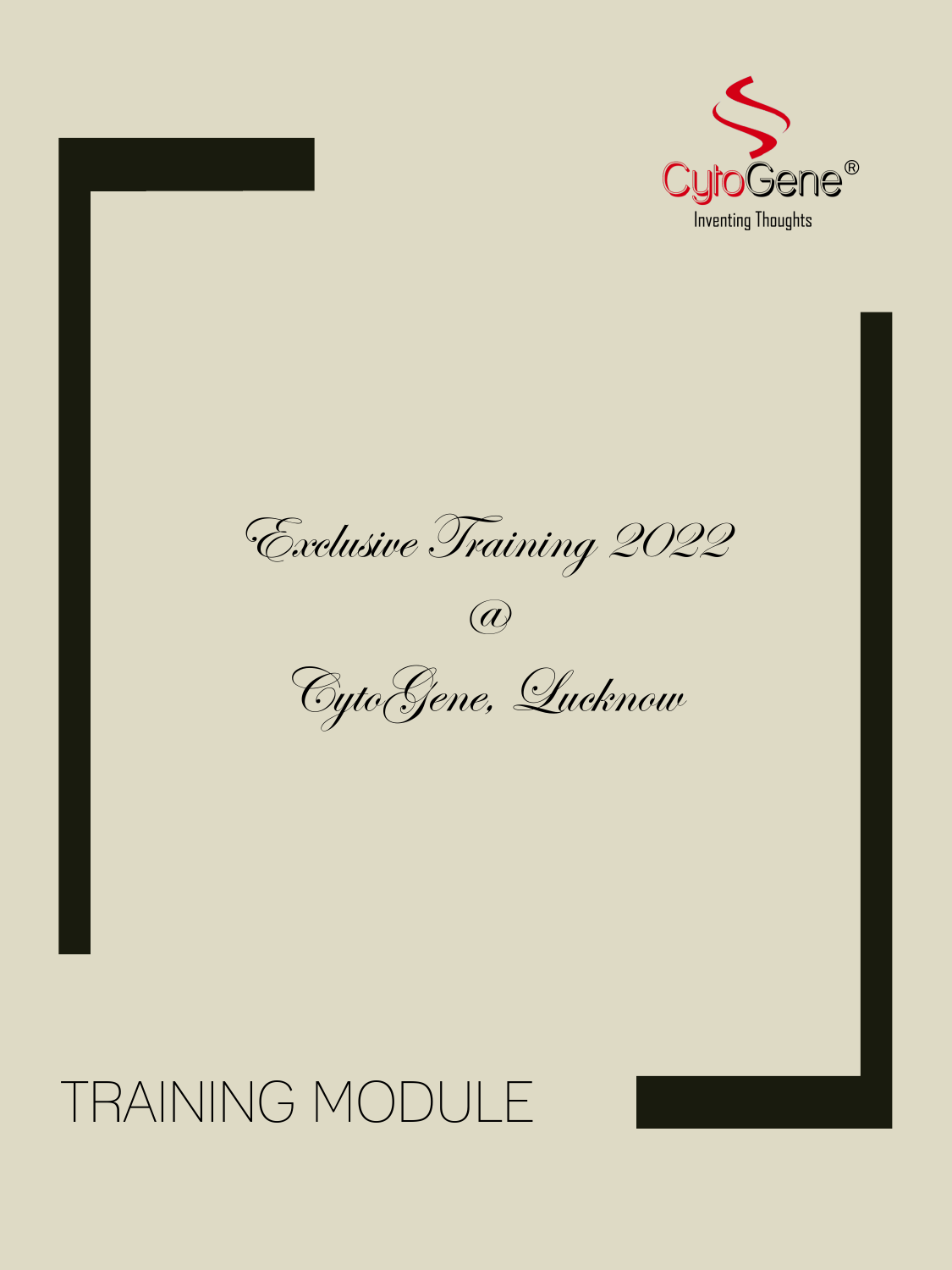CytoGene®

Inventing Thoughts

*Exclusive Training 2022*

*@*

*CytoGene, Lucknow*

# TRAINING MODULE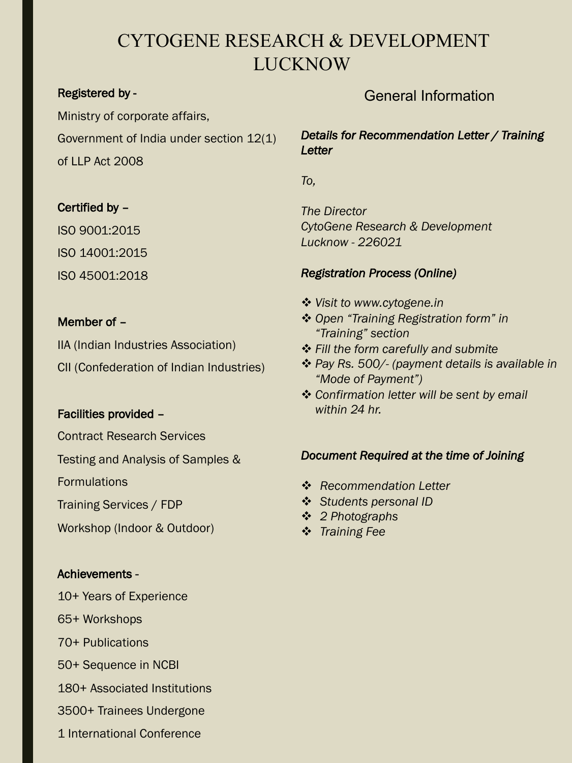# CYTOGENE RESEARCH & DEVELOPMENT LUCKNOW

**Registered by -**

Ministry of corporate affairs,

Government of India under section 12(1) of LLP Act 2008

**Certified by –**

ISO 9001:2015

ISO 14001:2015

ISO 45001:2018

**Member of –**

IIA (Indian Industries Association)

CII (Confederation of Indian Industries)

**Facilities provided –**

Contract Research Services

Testing and Analysis of Samples & Formulations

Training Services / FDP

Workshop (Indoor & Outdoor)

**Achievements -**

10+ Years of Experience

65+ Workshops

70+ Publications

50+ Sequence in NCBI

180+ Associated Institutions

3500+ Trainees Undergone

1 International Conference

## General Information

***Details for Recommendation Letter / Training Letter***

*To,*

*The Director*
*CytoGene Research & Development*
*Lucknow - 226021*

***Registration Process (Online)***

- *Visit to www.cytogene.in*
- *Open "Training Registration form" in "Training" section*
- *Fill the form carefully and submite*
- *Pay Rs. 500/- (payment details is available in "Mode of Payment")*
- *Confirmation letter will be sent by email within 24 hr.*

***Document Required at the time of Joining***

- *Recommendation Letter*
- *Students personal ID*
- *2 Photographs*
- *Training Fee*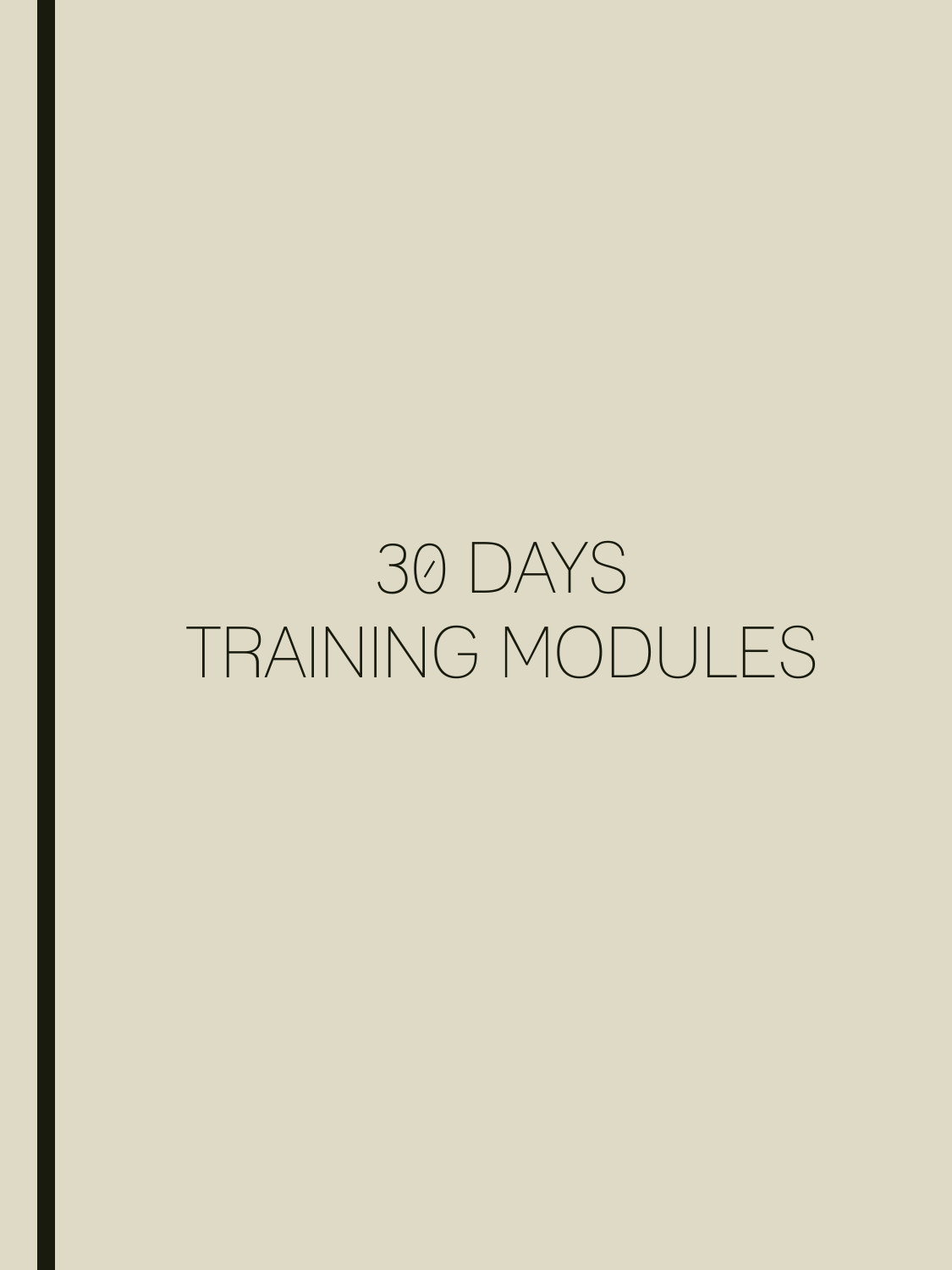# 30 DAYS TRAINING MODULES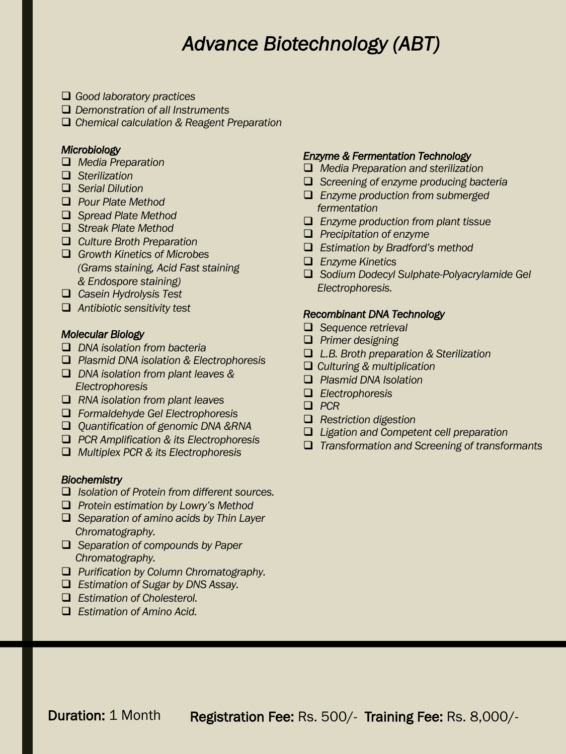# *Advance Biotechnology (ABT)*

- *Good laboratory practices*
- *Demonstration of all Instruments*
- *Chemical calculation & Reagent Preparation*

### *Microbiology*

- *Media Preparation*
- *Sterilization*
- *Serial Dilution*
- *Pour Plate Method*
- *Spread Plate Method*
- *Streak Plate Method*
- *Culture Broth Preparation*
- *Growth Kinetics of Microbes (Grams staining, Acid Fast staining & Endospore staining)*
- *Casein Hydrolysis Test*
- *Antibiotic sensitivity test*

### *Molecular Biology*

- *DNA isolation from bacteria*
- *Plasmid DNA isolation & Electrophoresis*
- *DNA isolation from plant leaves & Electrophoresis*
- *RNA isolation from plant leaves*
- *Formaldehyde Gel Electrophoresis*
- *Quantification of genomic DNA &RNA*
- *PCR Amplification & its Electrophoresis*
- *Multiplex PCR & its Electrophoresis*

### *Biochemistry*

- *Isolation of Protein from different sources.*
- *Protein estimation by Lowry's Method*
- *Separation of amino acids by Thin Layer Chromatography.*
- *Separation of compounds by Paper Chromatography.*
- *Purification by Column Chromatography.*
- *Estimation of Sugar by DNS Assay.*
- *Estimation of Cholesterol.*
- *Estimation of Amino Acid.*

### *Enzyme & Fermentation Technology*

- *Media Preparation and sterilization*
- *Screening of enzyme producing bacteria*
- *Enzyme production from submerged fermentation*
- *Enzyme production from plant tissue*
- *Precipitation of enzyme*
- *Estimation by Bradford's method*
- *Enzyme Kinetics*
- *Sodium Dodecyl Sulphate-Polyacrylamide Gel Electrophoresis.*

### *Recombinant DNA Technology*

- *Sequence retrieval*
- *Primer designing*
- *L.B. Broth preparation & Sterilization*
- *Culturing & multiplication*
- *Plasmid DNA Isolation*
- *Electrophoresis*
- *PCR*
- *Restriction digestion*
- *Ligation and Competent cell preparation*
- *Transformation and Screening of transformants*

**Duration:** 1 Month **Registration Fee:** Rs. 500/- **Training Fee:** Rs. 8,000/-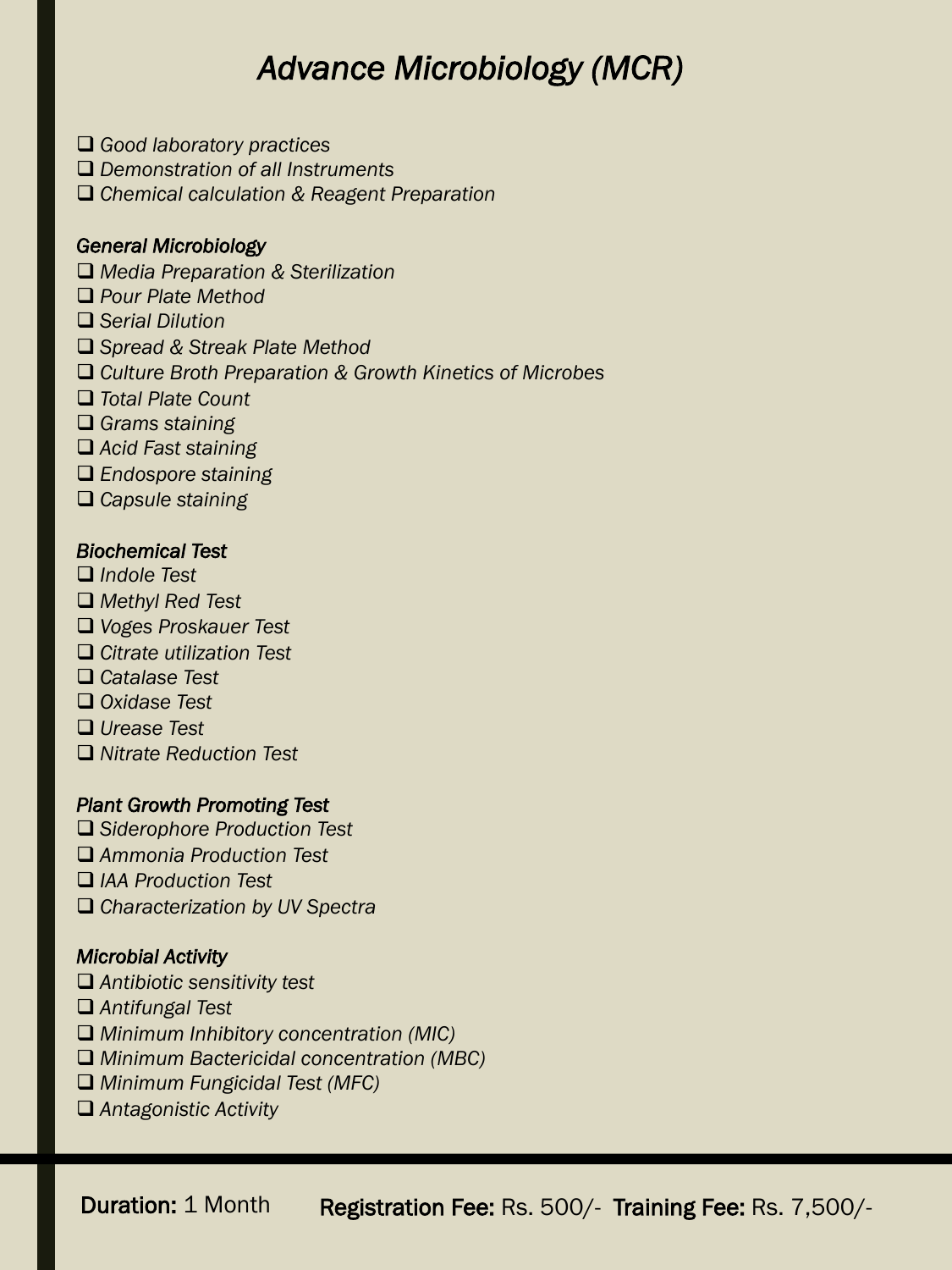# *Advance Microbiology (MCR)*

- *Good laboratory practices*
- *Demonstration of all Instruments*
- *Chemical calculation & Reagent Preparation*

### *General Microbiology*

- *Media Preparation & Sterilization*
- *Pour Plate Method*
- *Serial Dilution*
- *Spread & Streak Plate Method*
- *Culture Broth Preparation & Growth Kinetics of Microbes*
- *Total Plate Count*
- *Grams staining*
- *Acid Fast staining*
- *Endospore staining*
- *Capsule staining*

### *Biochemical Test*

- *Indole Test*
- *Methyl Red Test*
- *Voges Proskauer Test*
- *Citrate utilization Test*
- *Catalase Test*
- *Oxidase Test*
- *Urease Test*
- *Nitrate Reduction Test*

### *Plant Growth Promoting Test*

- *Siderophore Production Test*
- *Ammonia Production Test*
- *IAA Production Test*
- *Characterization by UV Spectra*

### *Microbial Activity*

- *Antibiotic sensitivity test*
- *Antifungal Test*
- *Minimum Inhibitory concentration (MIC)*
- *Minimum Bactericidal concentration (MBC)*
- *Minimum Fungicidal Test (MFC)*
- *Antagonistic Activity*

**Duration:** 1 Month **Registration Fee:** Rs. 500/- **Training Fee:** Rs. 7,500/-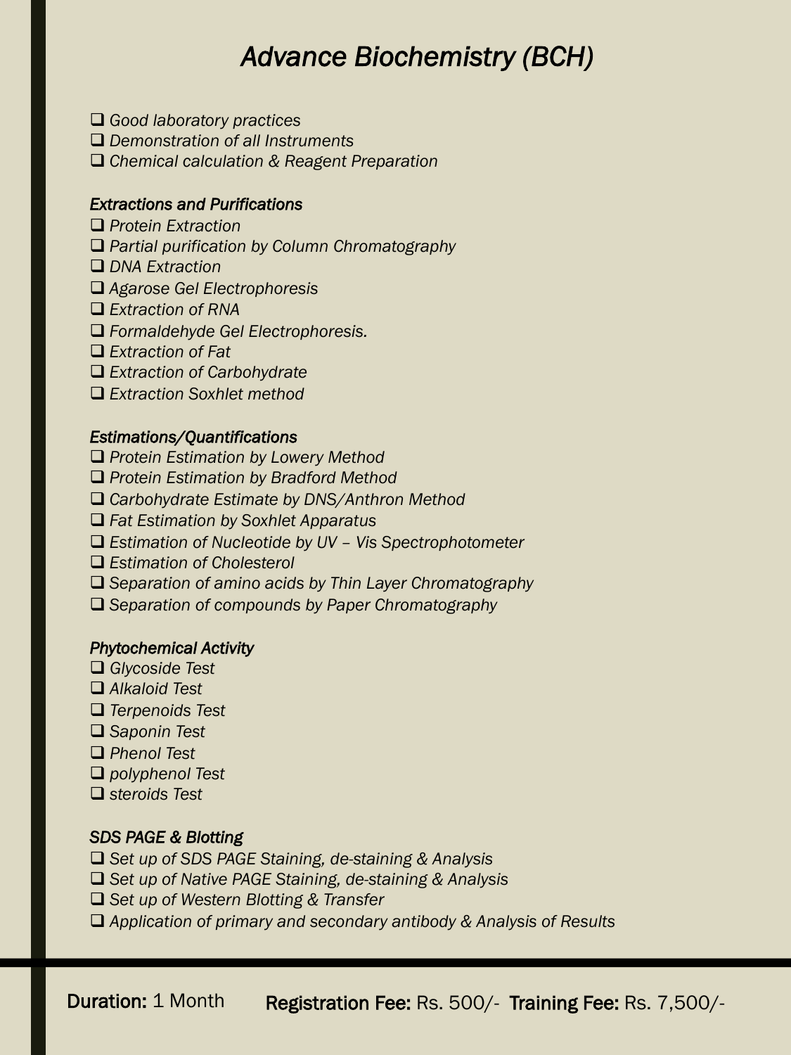# *Advance Biochemistry (BCH)*

- *Good laboratory practices*
- *Demonstration of all Instruments*
- *Chemical calculation & Reagent Preparation*

### *Extractions and Purifications*

- *Protein Extraction*
- *Partial purification by Column Chromatography*
- *DNA Extraction*
- *Agarose Gel Electrophoresis*
- *Extraction of RNA*
- *Formaldehyde Gel Electrophoresis.*
- *Extraction of Fat*
- *Extraction of Carbohydrate*
- *Extraction Soxhlet method*

### *Estimations/Quantifications*

- *Protein Estimation by Lowery Method*
- *Protein Estimation by Bradford Method*
- *Carbohydrate Estimate by DNS/Anthron Method*
- *Fat Estimation by Soxhlet Apparatus*
- *Estimation of Nucleotide by UV – Vis Spectrophotometer*
- *Estimation of Cholesterol*
- *Separation of amino acids by Thin Layer Chromatography*
- *Separation of compounds by Paper Chromatography*

### *Phytochemical Activity*

- *Glycoside Test*
- *Alkaloid Test*
- *Terpenoids Test*
- *Saponin Test*
- *Phenol Test*
- *polyphenol Test*
- *steroids Test*

### *SDS PAGE & Blotting*

- *Set up of SDS PAGE Staining, de-staining & Analysis*
- *Set up of Native PAGE Staining, de-staining & Analysis*
- *Set up of Western Blotting & Transfer*
- *Application of primary and secondary antibody & Analysis of Results*

**Duration:** 1 Month **Registration Fee:** Rs. 500/- **Training Fee:** Rs. 7,500/-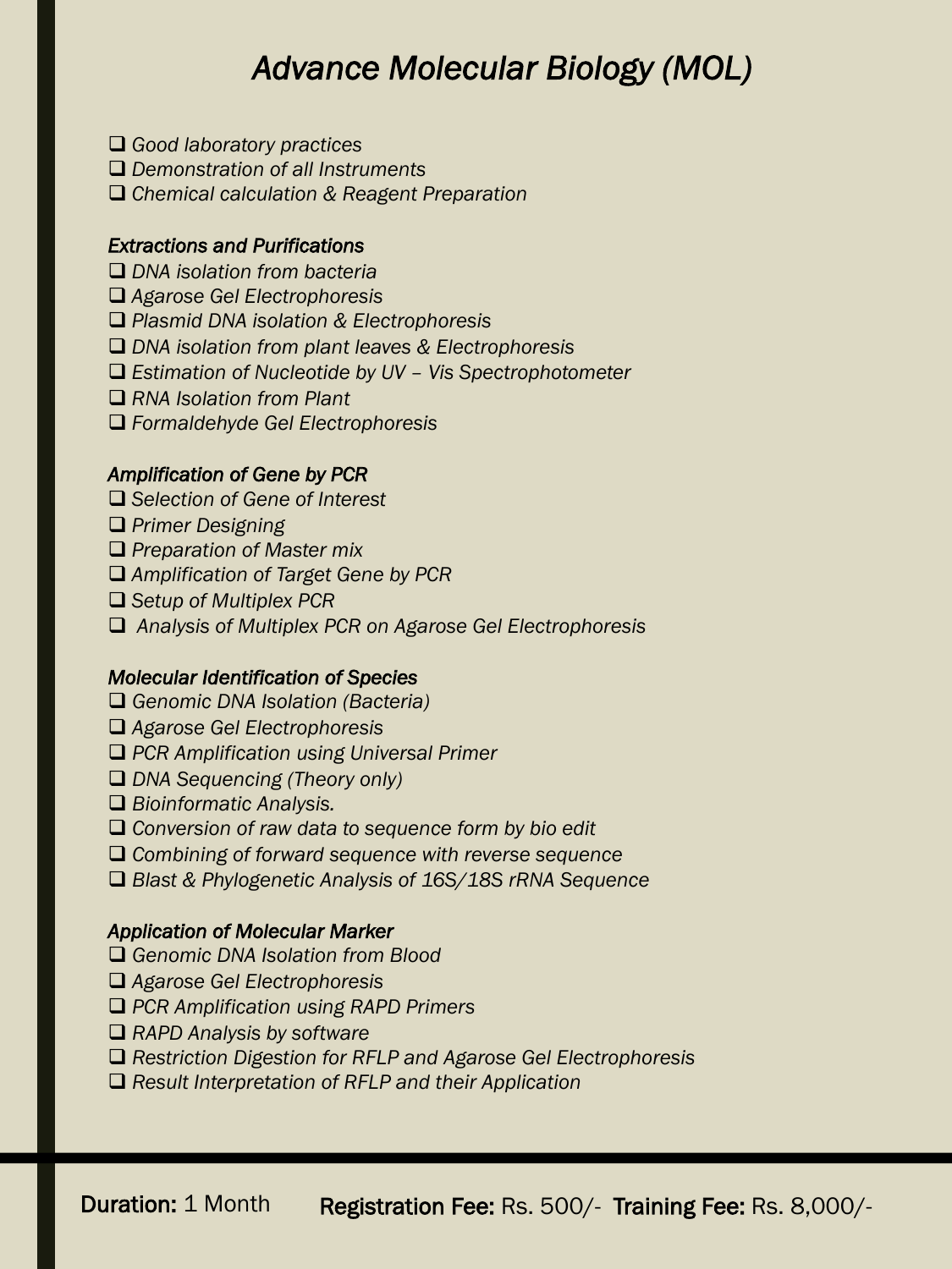# *Advance Molecular Biology (MOL)*

- *Good laboratory practices*
- *Demonstration of all Instruments*
- *Chemical calculation & Reagent Preparation*

### *Extractions and Purifications*

- *DNA isolation from bacteria*
- *Agarose Gel Electrophoresis*
- *Plasmid DNA isolation & Electrophoresis*
- *DNA isolation from plant leaves & Electrophoresis*
- *Estimation of Nucleotide by UV – Vis Spectrophotometer*
- *RNA Isolation from Plant*
- *Formaldehyde Gel Electrophoresis*

### *Amplification of Gene by PCR*

- *Selection of Gene of Interest*
- *Primer Designing*
- *Preparation of Master mix*
- *Amplification of Target Gene by PCR*
- *Setup of Multiplex PCR*
- *Analysis of Multiplex PCR on Agarose Gel Electrophoresis*

### *Molecular Identification of Species*

- *Genomic DNA Isolation (Bacteria)*
- *Agarose Gel Electrophoresis*
- *PCR Amplification using Universal Primer*
- *DNA Sequencing (Theory only)*
- *Bioinformatic Analysis.*
- *Conversion of raw data to sequence form by bio edit*
- *Combining of forward sequence with reverse sequence*
- *Blast & Phylogenetic Analysis of 16S/18S rRNA Sequence*

### *Application of Molecular Marker*

- *Genomic DNA Isolation from Blood*
- *Agarose Gel Electrophoresis*
- *PCR Amplification using RAPD Primers*
- *RAPD Analysis by software*
- *Restriction Digestion for RFLP and Agarose Gel Electrophoresis*
- *Result Interpretation of RFLP and their Application*

---

**Duration:** 1 Month **Registration Fee:** Rs. 500/- **Training Fee:** Rs. 8,000/-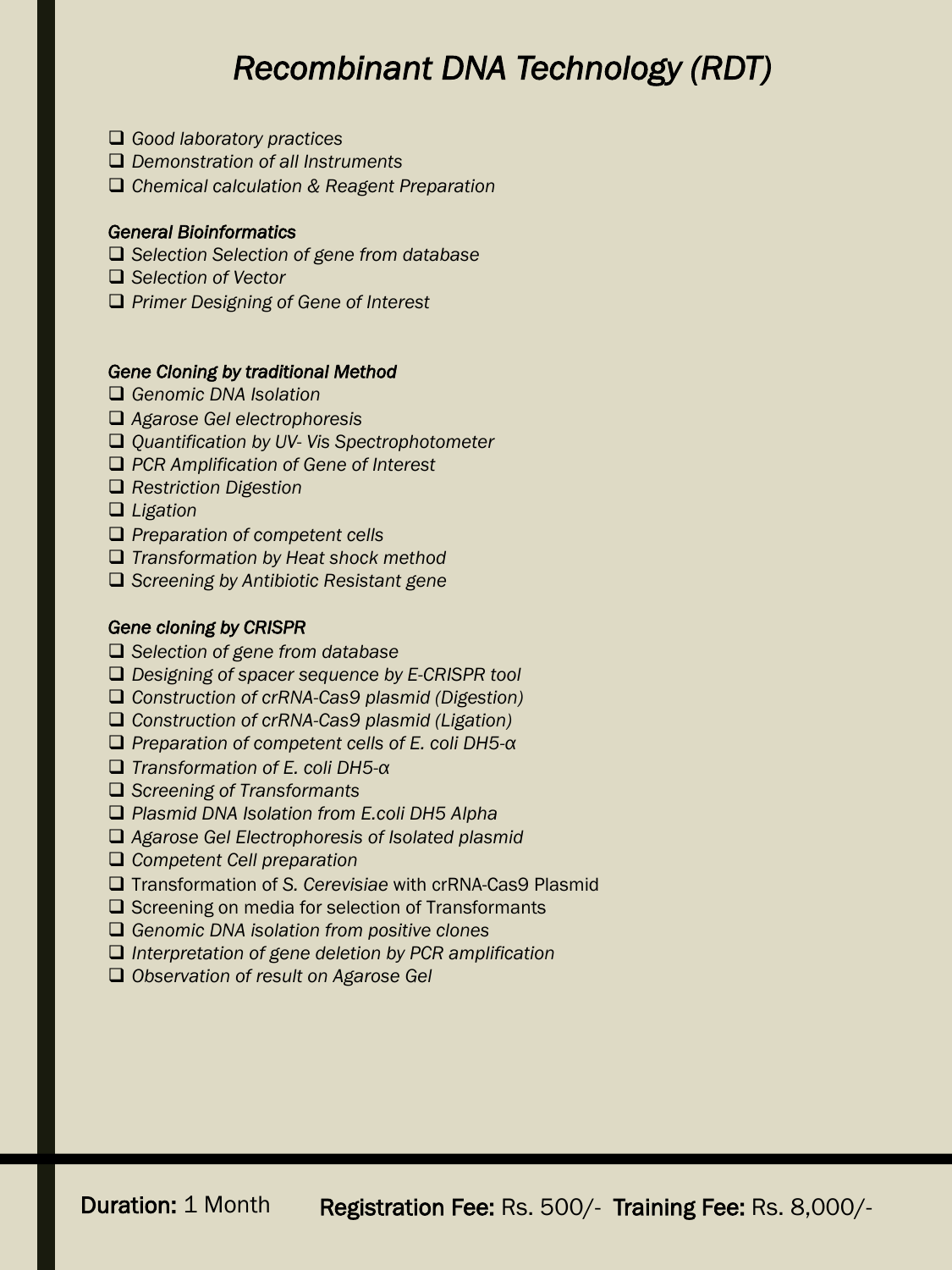# *Recombinant DNA Technology (RDT)*

- *Good laboratory practices*
- *Demonstration of all Instruments*
- *Chemical calculation & Reagent Preparation*

*General Bioinformatics*

- *Selection Selection of gene from database*
- *Selection of Vector*
- *Primer Designing of Gene of Interest*

*Gene Cloning by traditional Method*

- *Genomic DNA Isolation*
- *Agarose Gel electrophoresis*
- *Quantification by UV- Vis Spectrophotometer*
- *PCR Amplification of Gene of Interest*
- *Restriction Digestion*
- *Ligation*
- *Preparation of competent cells*
- *Transformation by Heat shock method*
- *Screening by Antibiotic Resistant gene*

*Gene cloning by CRISPR*

- *Selection of gene from database*
- *Designing of spacer sequence by E-CRISPR tool*
- *Construction of crRNA-Cas9 plasmid (Digestion)*
- *Construction of crRNA-Cas9 plasmid (Ligation)*
- *Preparation of competent cells of E. coli DH5-α*
- *Transformation of E. coli DH5-α*
- *Screening of Transformants*
- *Plasmid DNA Isolation from E.coli DH5 Alpha*
- *Agarose Gel Electrophoresis of Isolated plasmid*
- *Competent Cell preparation*
- Transformation of *S. Cerevisiae* with crRNA-Cas9 Plasmid
- Screening on media for selection of Transformants
- *Genomic DNA isolation from positive clones*
- *Interpretation of gene deletion by PCR amplification*
- *Observation of result on Agarose Gel*

**Duration:** 1 Month **Registration Fee:** Rs. 500/- **Training Fee:** Rs. 8,000/-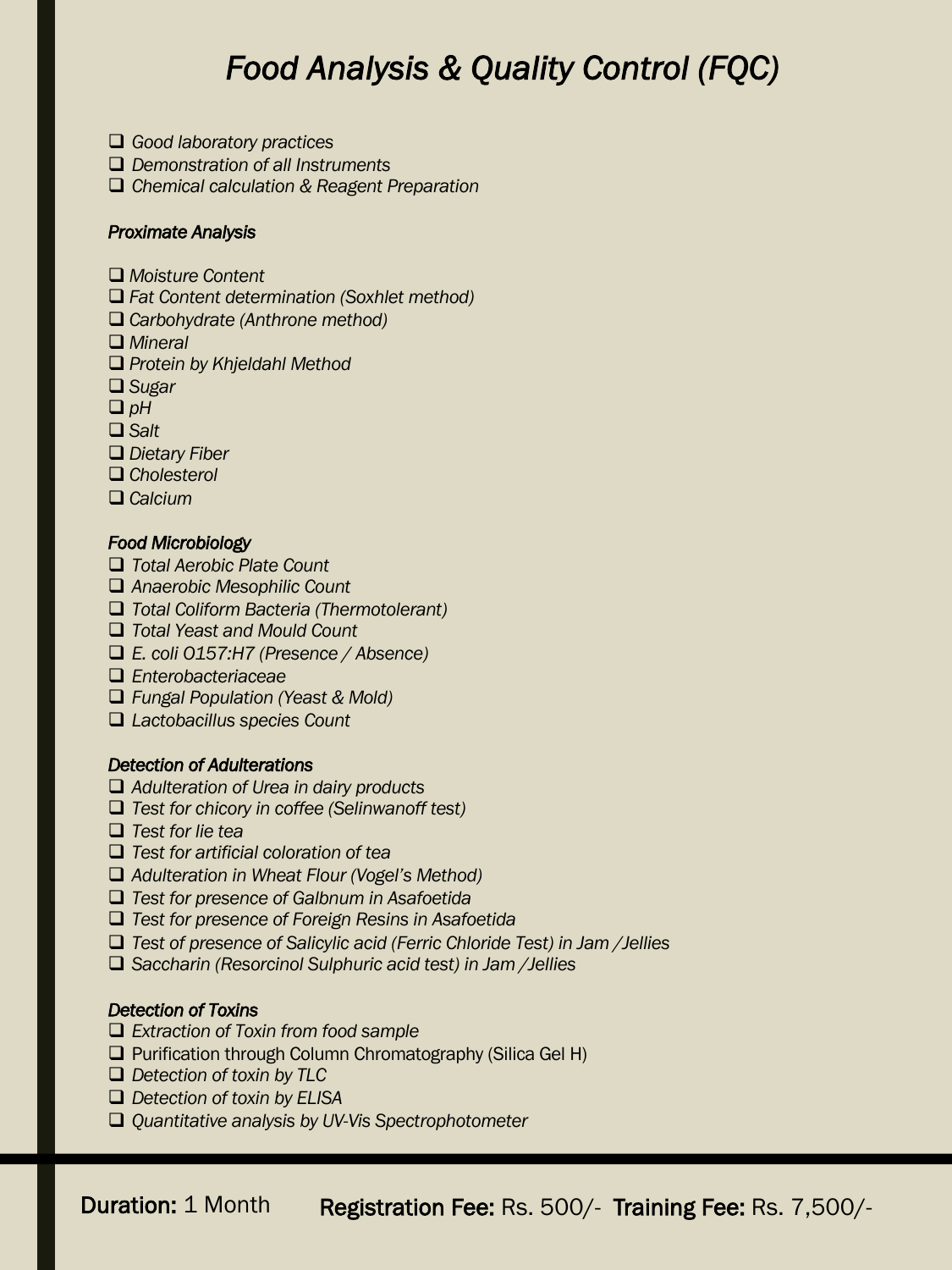# *Food Analysis & Quality Control (FQC)*

- *Good laboratory practices*
- *Demonstration of all Instruments*
- *Chemical calculation & Reagent Preparation*

***Proximate Analysis***

- *Moisture Content*
- *Fat Content determination (Soxhlet method)*
- *Carbohydrate (Anthrone method)*
- *Mineral*
- *Protein by Khjeldahl Method*
- *Sugar*
- *pH*
- *Salt*
- *Dietary Fiber*
- *Cholesterol*
- *Calcium*

***Food Microbiology***

- *Total Aerobic Plate Count*
- *Anaerobic Mesophilic Count*
- *Total Coliform Bacteria (Thermotolerant)*
- *Total Yeast and Mould Count*
- *E. coli O157:H7 (Presence / Absence)*
- *Enterobacteriaceae*
- *Fungal Population (Yeast & Mold)*
- *Lactobacillus species Count*

***Detection of Adulterations***

- *Adulteration of Urea in dairy products*
- *Test for chicory in coffee (Selinwanoff test)*
- *Test for lie tea*
- *Test for artificial coloration of tea*
- *Adulteration in Wheat Flour (Vogel's Method)*
- *Test for presence of Galbnum in Asafoetida*
- *Test for presence of Foreign Resins in Asafoetida*
- *Test of presence of Salicylic acid (Ferric Chloride Test) in Jam /Jellies*
- *Saccharin (Resorcinol Sulphuric acid test) in Jam /Jellies*

***Detection of Toxins***

- *Extraction of Toxin from food sample*
- Purification through Column Chromatography (Silica Gel H)
- *Detection of toxin by TLC*
- *Detection of toxin by ELISA*
- *Quantitative analysis by UV-Vis Spectrophotometer*

---

**Duration:** 1 Month **Registration Fee:** Rs. 500/- **Training Fee:** Rs. 7,500/-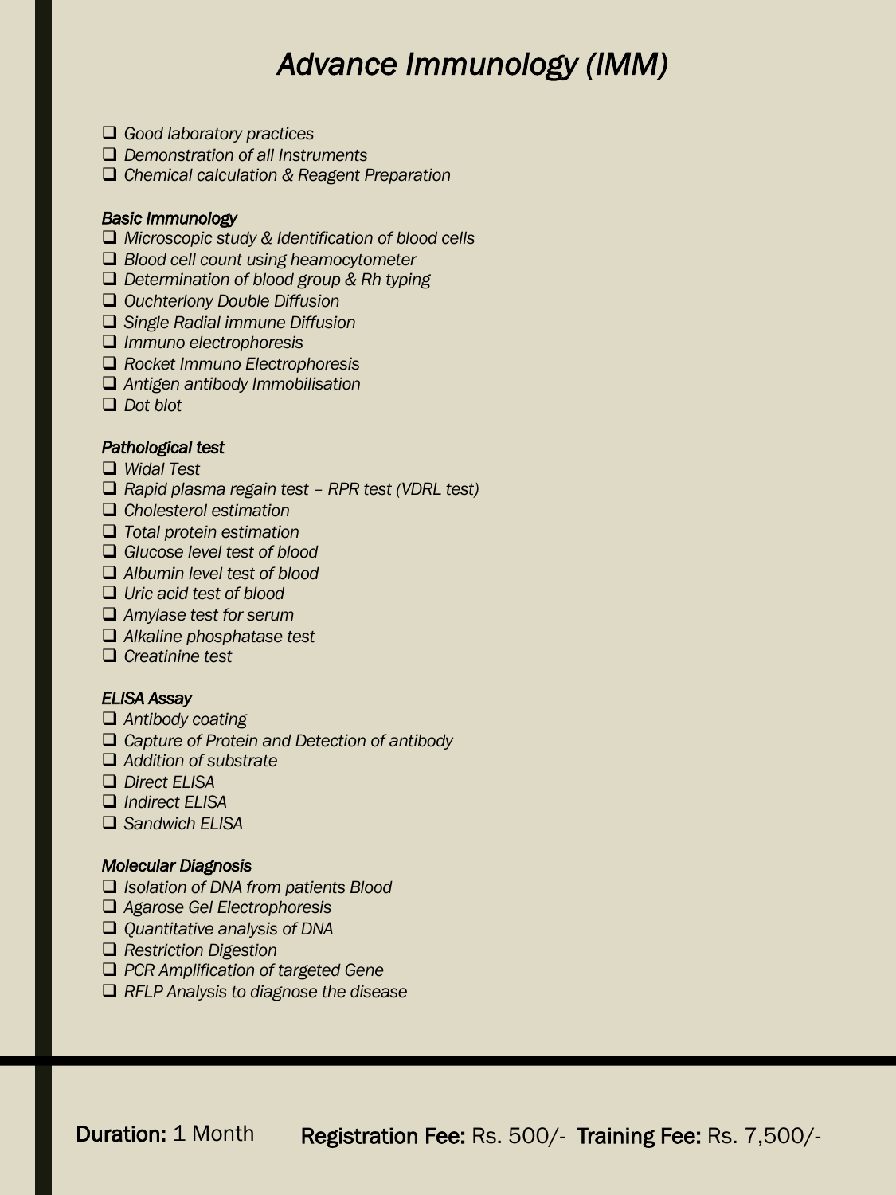# *Advance Immunology (IMM)*

- *Good laboratory practices*
- *Demonstration of all Instruments*
- *Chemical calculation & Reagent Preparation*

### *Basic Immunology*

- *Microscopic study & Identification of blood cells*
- *Blood cell count using heamocytometer*
- *Determination of blood group & Rh typing*
- *Ouchterlony Double Diffusion*
- *Single Radial immune Diffusion*
- *Immuno electrophoresis*
- *Rocket Immuno Electrophoresis*
- *Antigen antibody Immobilisation*
- *Dot blot*

### *Pathological test*

- *Widal Test*
- *Rapid plasma regain test – RPR test (VDRL test)*
- *Cholesterol estimation*
- *Total protein estimation*
- *Glucose level test of blood*
- *Albumin level test of blood*
- *Uric acid test of blood*
- *Amylase test for serum*
- *Alkaline phosphatase test*
- *Creatinine test*

### *ELISA Assay*

- *Antibody coating*
- *Capture of Protein and Detection of antibody*
- *Addition of substrate*
- *Direct ELISA*
- *Indirect ELISA*
- *Sandwich ELISA*

### *Molecular Diagnosis*

- *Isolation of DNA from patients Blood*
- *Agarose Gel Electrophoresis*
- *Quantitative analysis of DNA*
- *Restriction Digestion*
- *PCR Amplification of targeted Gene*
- *RFLP Analysis to diagnose the disease*

---

**Duration:** 1 Month **Registration Fee:** Rs. 500/- **Training Fee:** Rs. 7,500/-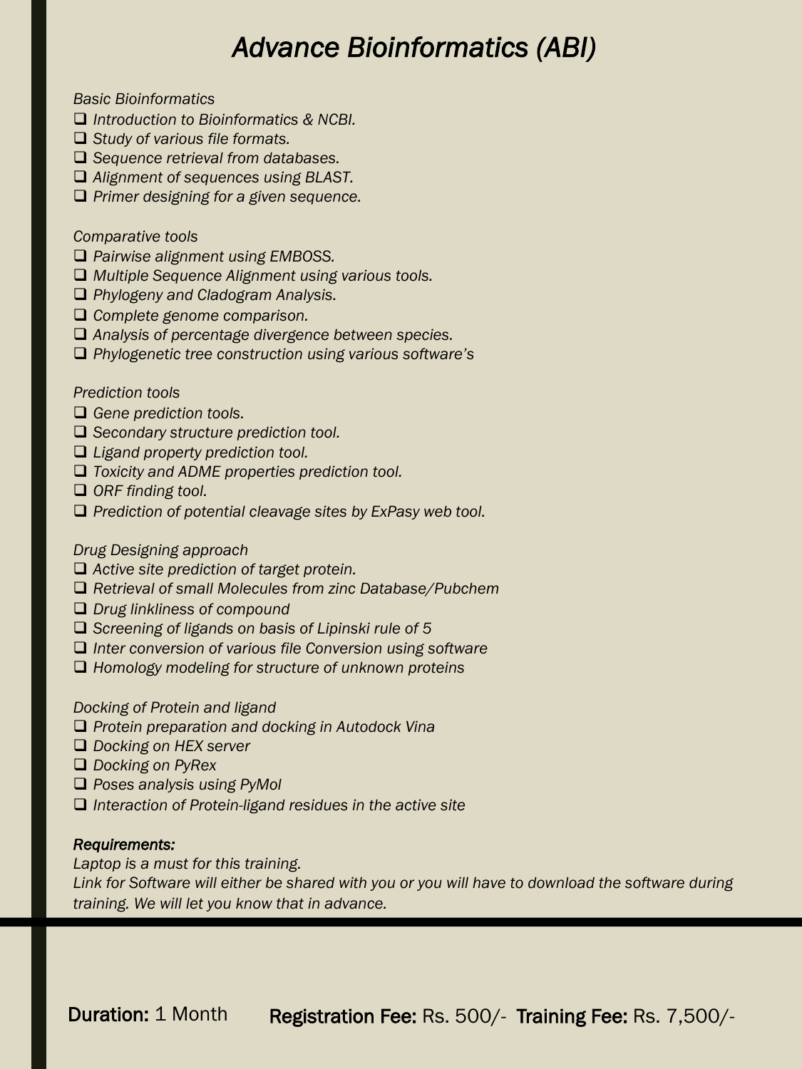# *Advance Bioinformatics (ABI)*

*Basic Bioinformatics*

- *Introduction to Bioinformatics & NCBI.*
- *Study of various file formats.*
- *Sequence retrieval from databases.*
- *Alignment of sequences using BLAST.*
- *Primer designing for a given sequence.*

*Comparative tools*

- *Pairwise alignment using EMBOSS.*
- *Multiple Sequence Alignment using various tools.*
- *Phylogeny and Cladogram Analysis.*
- *Complete genome comparison.*
- *Analysis of percentage divergence between species.*
- *Phylogenetic tree construction using various software's*

*Prediction tools*

- *Gene prediction tools.*
- *Secondary structure prediction tool.*
- *Ligand property prediction tool.*
- *Toxicity and ADME properties prediction tool.*
- *ORF finding tool.*
- *Prediction of potential cleavage sites by ExPasy web tool.*

*Drug Designing approach*

- *Active site prediction of target protein.*
- *Retrieval of small Molecules from zinc Database/Pubchem*
- *Drug linkliness of compound*
- *Screening of ligands on basis of Lipinski rule of 5*
- *Inter conversion of various file Conversion using software*
- *Homology modeling for structure of unknown proteins*

*Docking of Protein and ligand*

- *Protein preparation and docking in Autodock Vina*
- *Docking on HEX server*
- *Docking on PyRex*
- *Poses analysis using PyMol*
- *Interaction of Protein-ligand residues in the active site*

***Requirements:***

*Laptop is a must for this training.*

*Link for Software will either be shared with you or you will have to download the software during training. We will let you know that in advance.*

**Duration:** 1 Month **Registration Fee:** Rs. 500/- **Training Fee:** Rs. 7,500/-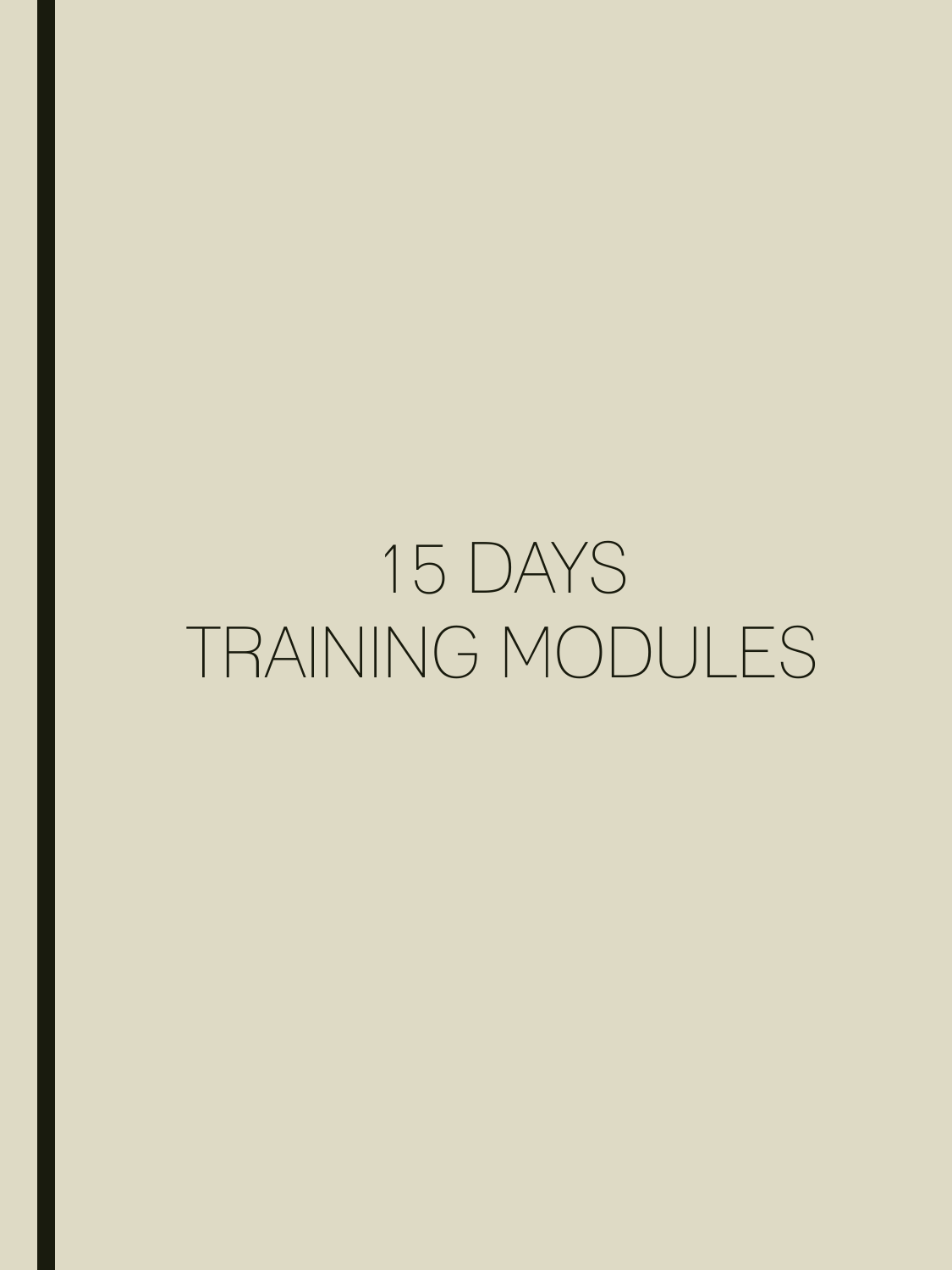# 15 DAYS
# TRAINING MODULES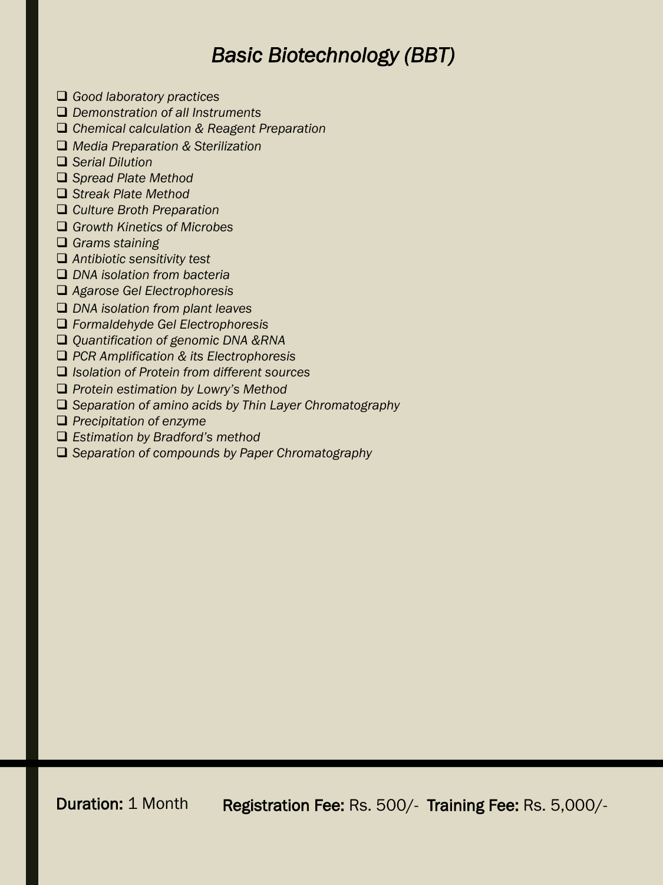# *Basic Biotechnology (BBT)*

- *Good laboratory practices*
- *Demonstration of all Instruments*
- *Chemical calculation & Reagent Preparation*
- *Media Preparation & Sterilization*
- *Serial Dilution*
- *Spread Plate Method*
- *Streak Plate Method*
- *Culture Broth Preparation*
- *Growth Kinetics of Microbes*
- *Grams staining*
- *Antibiotic sensitivity test*
- *DNA isolation from bacteria*
- *Agarose Gel Electrophoresis*
- *DNA isolation from plant leaves*
- *Formaldehyde Gel Electrophoresis*
- *Quantification of genomic DNA &RNA*
- *PCR Amplification & its Electrophoresis*
- *Isolation of Protein from different sources*
- *Protein estimation by Lowry's Method*
- *Separation of amino acids by Thin Layer Chromatography*
- *Precipitation of enzyme*
- *Estimation by Bradford's method*
- *Separation of compounds by Paper Chromatography*

**Duration:** 1 Month **Registration Fee:** Rs. 500/- **Training Fee:** Rs. 5,000/-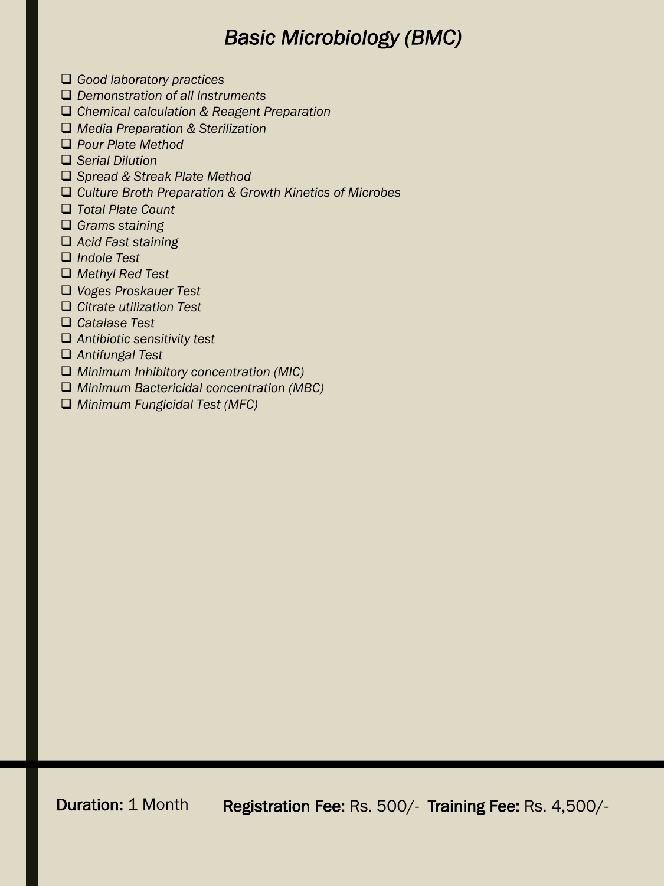# *Basic Microbiology (BMC)*

- *Good laboratory practices*
- *Demonstration of all Instruments*
- *Chemical calculation & Reagent Preparation*
- *Media Preparation & Sterilization*
- *Pour Plate Method*
- *Serial Dilution*
- *Spread & Streak Plate Method*
- *Culture Broth Preparation & Growth Kinetics of Microbes*
- *Total Plate Count*
- *Grams staining*
- *Acid Fast staining*
- *Indole Test*
- *Methyl Red Test*
- *Voges Proskauer Test*
- *Citrate utilization Test*
- *Catalase Test*
- *Antibiotic sensitivity test*
- *Antifungal Test*
- *Minimum Inhibitory concentration (MIC)*
- *Minimum Bactericidal concentration (MBC)*
- *Minimum Fungicidal Test (MFC)*

**Duration:** 1 Month **Registration Fee:** Rs. 500/- **Training Fee:** Rs. 4,500/-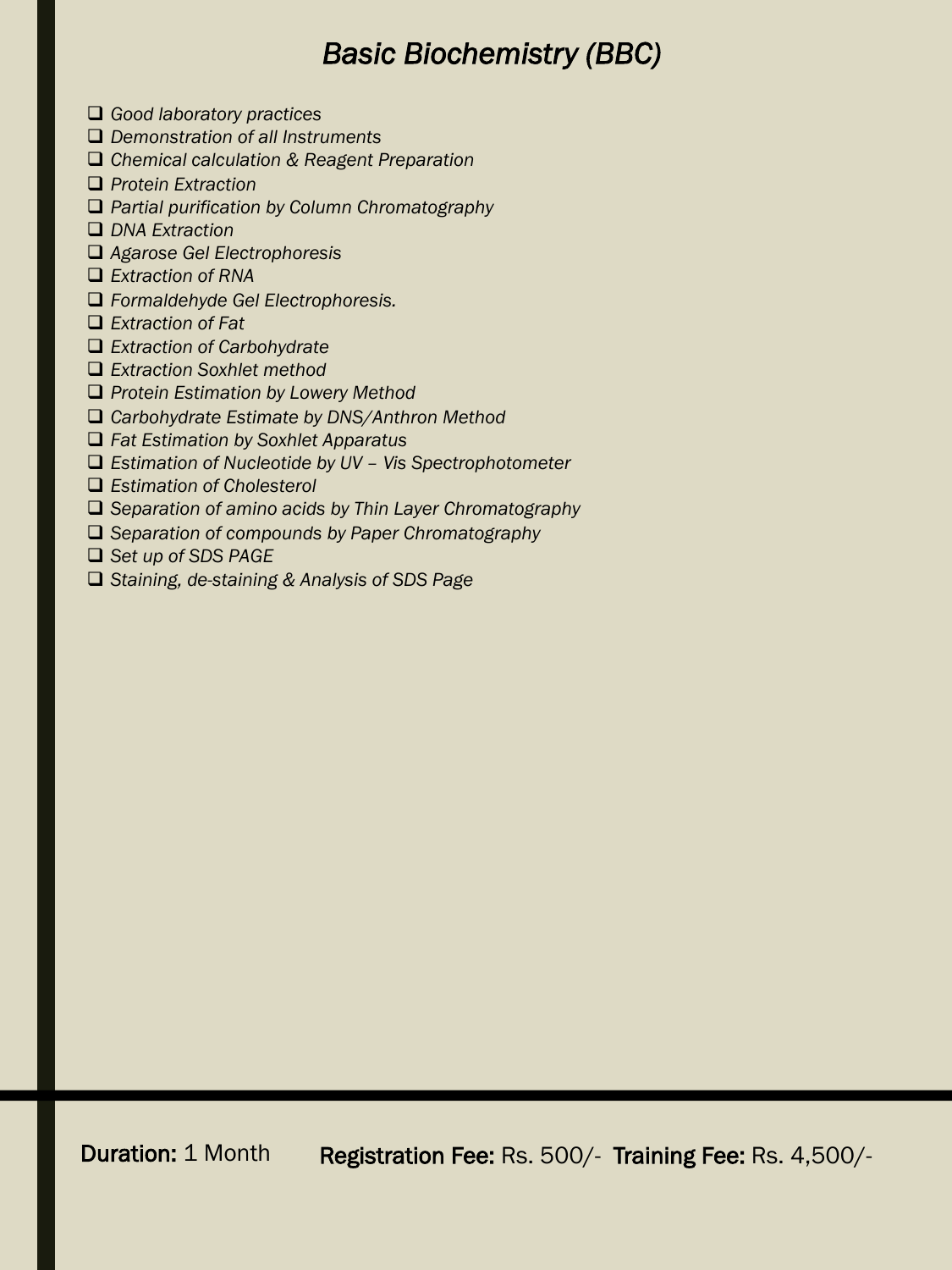# *Basic Biochemistry (BBC)*

- *Good laboratory practices*
- *Demonstration of all Instruments*
- *Chemical calculation & Reagent Preparation*
- *Protein Extraction*
- *Partial purification by Column Chromatography*
- *DNA Extraction*
- *Agarose Gel Electrophoresis*
- *Extraction of RNA*
- *Formaldehyde Gel Electrophoresis.*
- *Extraction of Fat*
- *Extraction of Carbohydrate*
- *Extraction Soxhlet method*
- *Protein Estimation by Lowery Method*
- *Carbohydrate Estimate by DNS/Anthron Method*
- *Fat Estimation by Soxhlet Apparatus*
- *Estimation of Nucleotide by UV – Vis Spectrophotometer*
- *Estimation of Cholesterol*
- *Separation of amino acids by Thin Layer Chromatography*
- *Separation of compounds by Paper Chromatography*
- *Set up of SDS PAGE*
- *Staining, de-staining & Analysis of SDS Page*

**Duration:** 1 Month **Registration Fee:** Rs. 500/- **Training Fee:** Rs. 4,500/-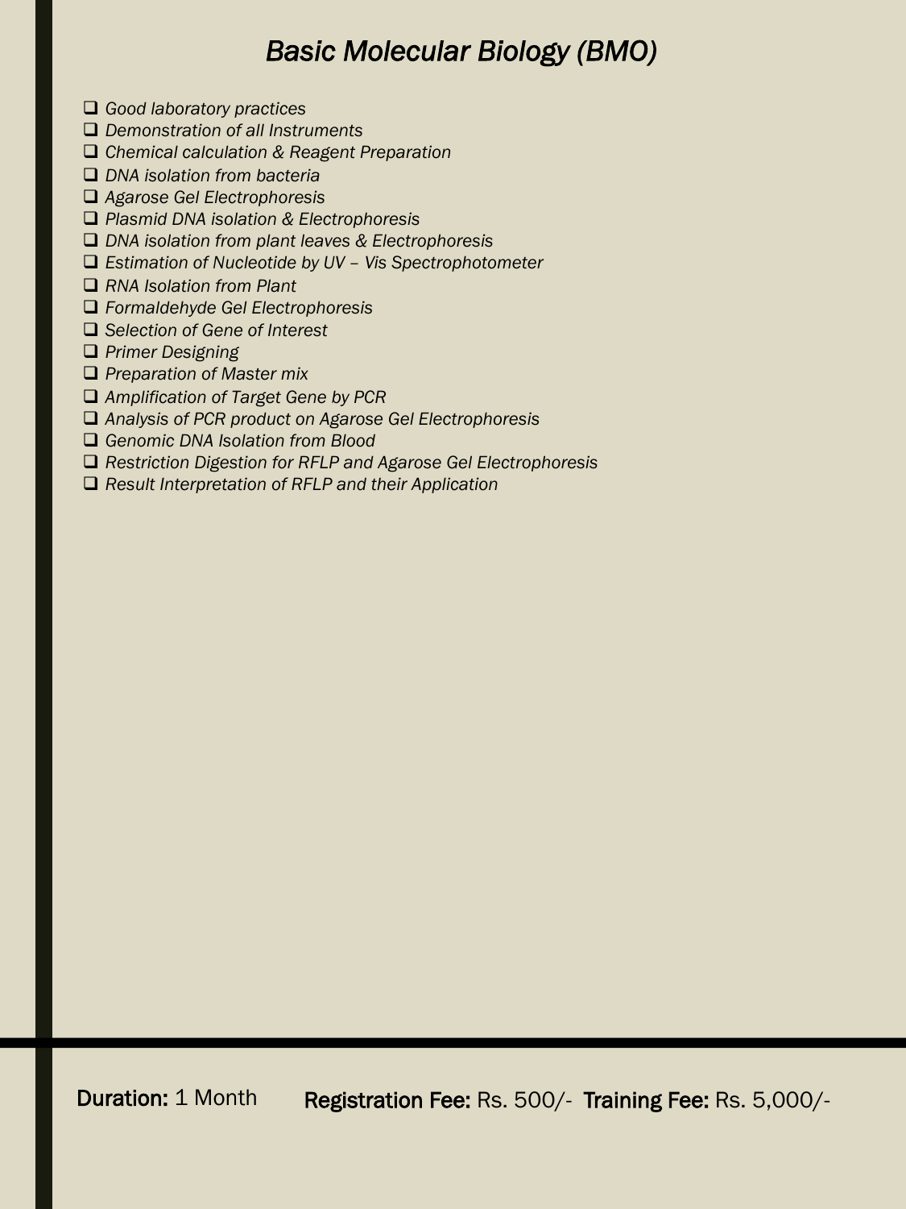# *Basic Molecular Biology (BMO)*

- *Good laboratory practices*
- *Demonstration of all Instruments*
- *Chemical calculation & Reagent Preparation*
- *DNA isolation from bacteria*
- *Agarose Gel Electrophoresis*
- *Plasmid DNA isolation & Electrophoresis*
- *DNA isolation from plant leaves & Electrophoresis*
- *Estimation of Nucleotide by UV – Vis Spectrophotometer*
- *RNA Isolation from Plant*
- *Formaldehyde Gel Electrophoresis*
- *Selection of Gene of Interest*
- *Primer Designing*
- *Preparation of Master mix*
- *Amplification of Target Gene by PCR*
- *Analysis of PCR product on Agarose Gel Electrophoresis*
- *Genomic DNA Isolation from Blood*
- *Restriction Digestion for RFLP and Agarose Gel Electrophoresis*
- *Result Interpretation of RFLP and their Application*

**Duration:** 1 Month **Registration Fee:** Rs. 500/- **Training Fee:** Rs. 5,000/-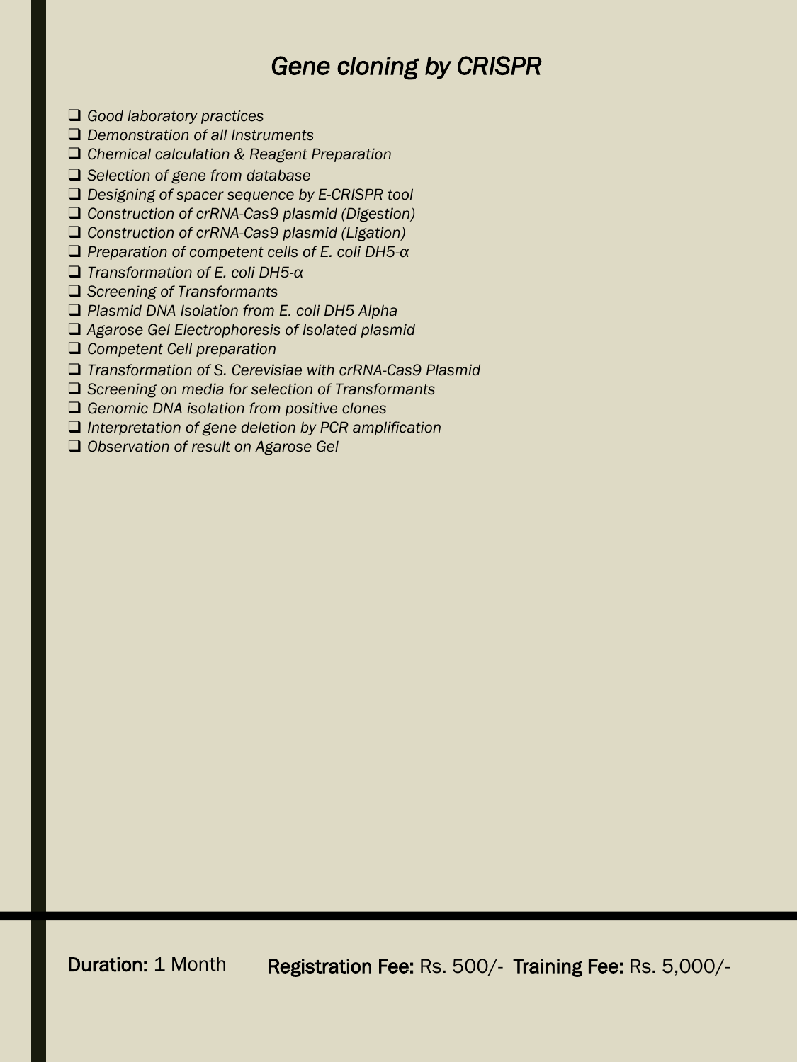# *Gene cloning by CRISPR*

- *Good laboratory practices*
- *Demonstration of all Instruments*
- *Chemical calculation & Reagent Preparation*
- *Selection of gene from database*
- *Designing of spacer sequence by E-CRISPR tool*
- *Construction of crRNA-Cas9 plasmid (Digestion)*
- *Construction of crRNA-Cas9 plasmid (Ligation)*
- *Preparation of competent cells of E. coli DH5-α*
- *Transformation of E. coli DH5-α*
- *Screening of Transformants*
- *Plasmid DNA Isolation from E. coli DH5 Alpha*
- *Agarose Gel Electrophoresis of Isolated plasmid*
- *Competent Cell preparation*
- *Transformation of S. Cerevisiae with crRNA-Cas9 Plasmid*
- *Screening on media for selection of Transformants*
- *Genomic DNA isolation from positive clones*
- *Interpretation of gene deletion by PCR amplification*
- *Observation of result on Agarose Gel*

**Duration:** 1 Month **Registration Fee:** Rs. 500/- **Training Fee:** Rs. 5,000/-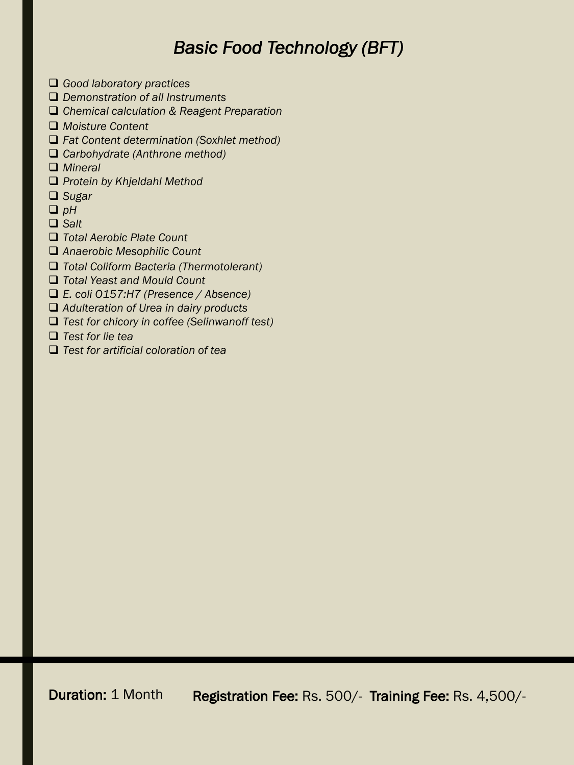# *Basic Food Technology (BFT)*

- *Good laboratory practices*
- *Demonstration of all Instruments*
- *Chemical calculation & Reagent Preparation*
- *Moisture Content*
- *Fat Content determination (Soxhlet method)*
- *Carbohydrate (Anthrone method)*
- *Mineral*
- *Protein by Khjeldahl Method*
- *Sugar*
- *pH*
- *Salt*
- *Total Aerobic Plate Count*
- *Anaerobic Mesophilic Count*
- *Total Coliform Bacteria (Thermotolerant)*
- *Total Yeast and Mould Count*
- *E. coli O157:H7 (Presence / Absence)*
- *Adulteration of Urea in dairy products*
- *Test for chicory in coffee (Selinwanoff test)*
- *Test for lie tea*
- *Test for artificial coloration of tea*

**Duration:** 1 Month **Registration Fee:** Rs. 500/- **Training Fee:** Rs. 4,500/-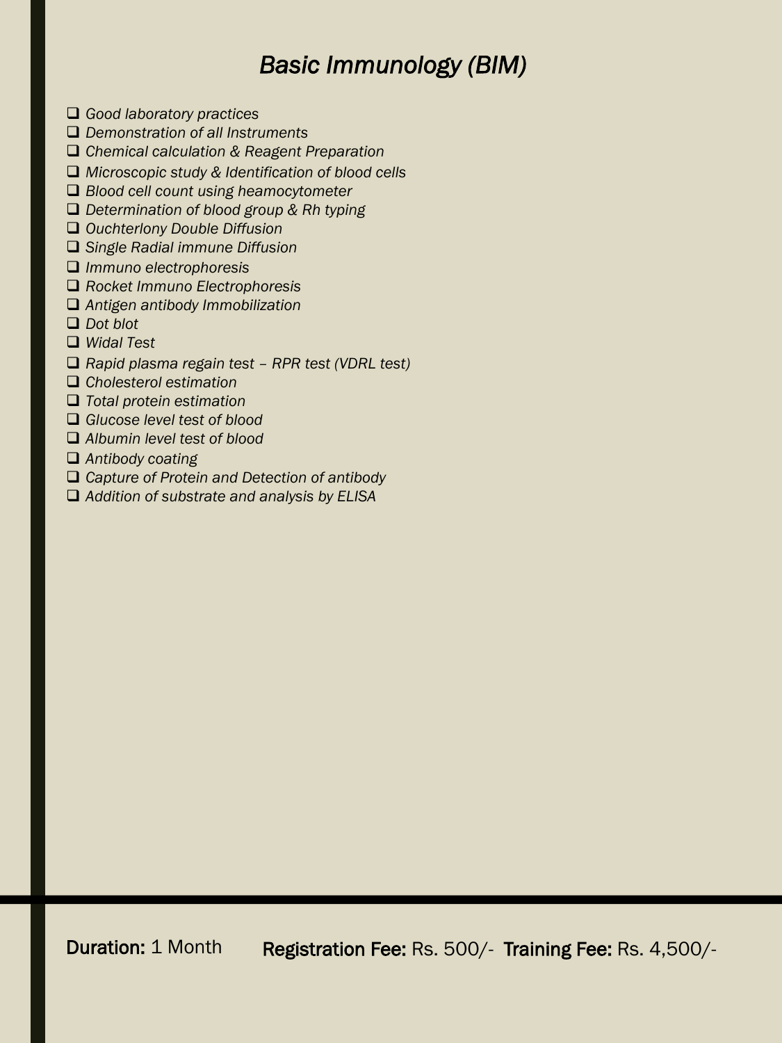# *Basic Immunology (BIM)*

- *Good laboratory practices*
- *Demonstration of all Instruments*
- *Chemical calculation & Reagent Preparation*
- *Microscopic study & Identification of blood cells*
- *Blood cell count using heamocytometer*
- *Determination of blood group & Rh typing*
- *Ouchterlony Double Diffusion*
- *Single Radial immune Diffusion*
- *Immuno electrophoresis*
- *Rocket Immuno Electrophoresis*
- *Antigen antibody Immobilization*
- *Dot blot*
- *Widal Test*
- *Rapid plasma regain test – RPR test (VDRL test)*
- *Cholesterol estimation*
- *Total protein estimation*
- *Glucose level test of blood*
- *Albumin level test of blood*
- *Antibody coating*
- *Capture of Protein and Detection of antibody*
- *Addition of substrate and analysis by ELISA*

**Duration:** 1 Month  **Registration Fee:** Rs. 500/-  **Training Fee:** Rs. 4,500/-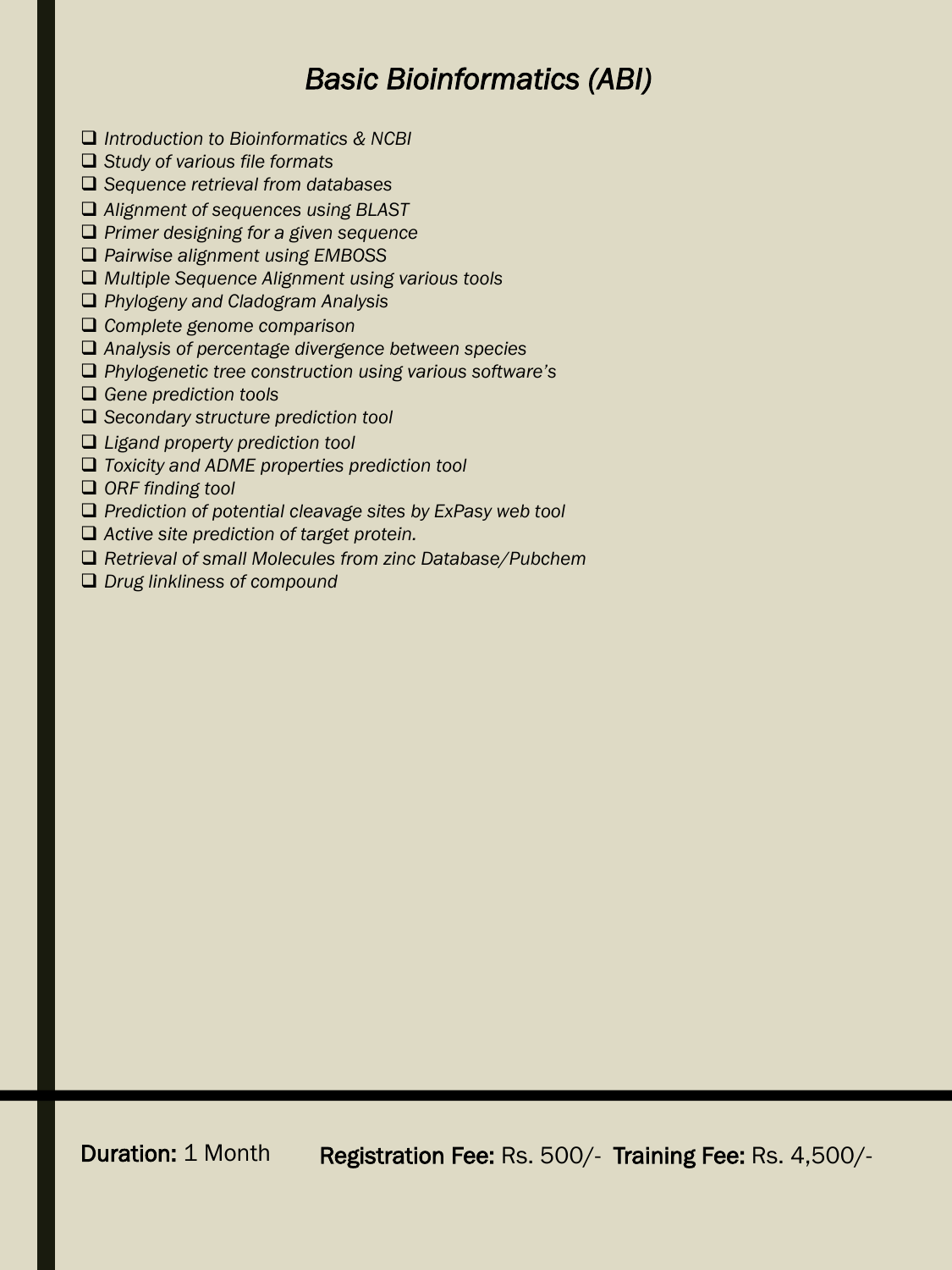# *Basic Bioinformatics (ABI)*

- *Introduction to Bioinformatics & NCBI*
- *Study of various file formats*
- *Sequence retrieval from databases*
- *Alignment of sequences using BLAST*
- *Primer designing for a given sequence*
- *Pairwise alignment using EMBOSS*
- *Multiple Sequence Alignment using various tools*
- *Phylogeny and Cladogram Analysis*
- *Complete genome comparison*
- *Analysis of percentage divergence between species*
- *Phylogenetic tree construction using various software's*
- *Gene prediction tools*
- *Secondary structure prediction tool*
- *Ligand property prediction tool*
- *Toxicity and ADME properties prediction tool*
- *ORF finding tool*
- *Prediction of potential cleavage sites by ExPasy web tool*
- *Active site prediction of target protein.*
- *Retrieval of small Molecules from zinc Database/Pubchem*
- *Drug linkliness of compound*

**Duration:** 1 Month **Registration Fee:** Rs. 500/- **Training Fee:** Rs. 4,500/-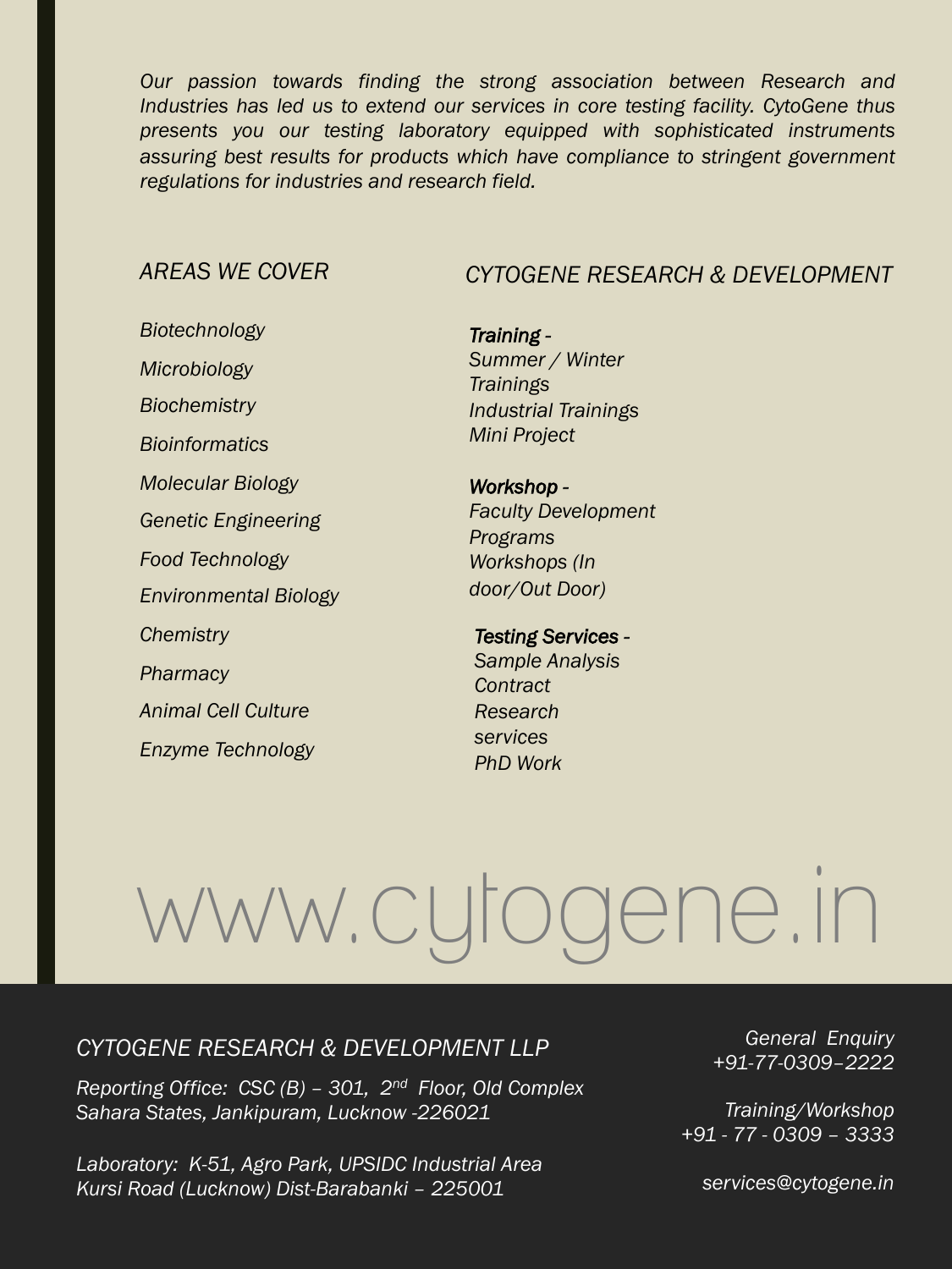*Our passion towards finding the strong association between Research and Industries has led us to extend our services in core testing facility. CytoGene thus presents you our testing laboratory equipped with sophisticated instruments assuring best results for products which have compliance to stringent government regulations for industries and research field.*

## *AREAS WE COVER*

- *Biotechnology*
- *Microbiology*
- *Biochemistry*
- *Bioinformatics*
- *Molecular Biology*
- *Genetic Engineering*
- *Food Technology*
- *Environmental Biology*
- *Chemistry*
- *Pharmacy*
- *Animal Cell Culture*
- *Enzyme Technology*

## *CYTOGENE RESEARCH & DEVELOPMENT*

***Training** -*
*Summer / Winter Trainings*
*Industrial Trainings*
*Mini Project*

***Workshop** -*
*Faculty Development Programs*
*Workshops (In door/Out Door)*

***Testing Services** -*
*Sample Analysis*
*Contract Research services*
*PhD Work*

# www.cytogene.in

## *CYTOGENE RESEARCH & DEVELOPMENT LLP*

*Reporting Office: CSC (B) – 301, 2nd Floor, Old Complex Sahara States, Jankipuram, Lucknow -226021*

*Laboratory: K-51, Agro Park, UPSIDC Industrial Area Kursi Road (Lucknow) Dist-Barabanki – 225001*

*General Enquiry*
*+91-77-0309–2222*

*Training/Workshop*
*+91 - 77 - 0309 – 3333*

*services@cytogene.in*